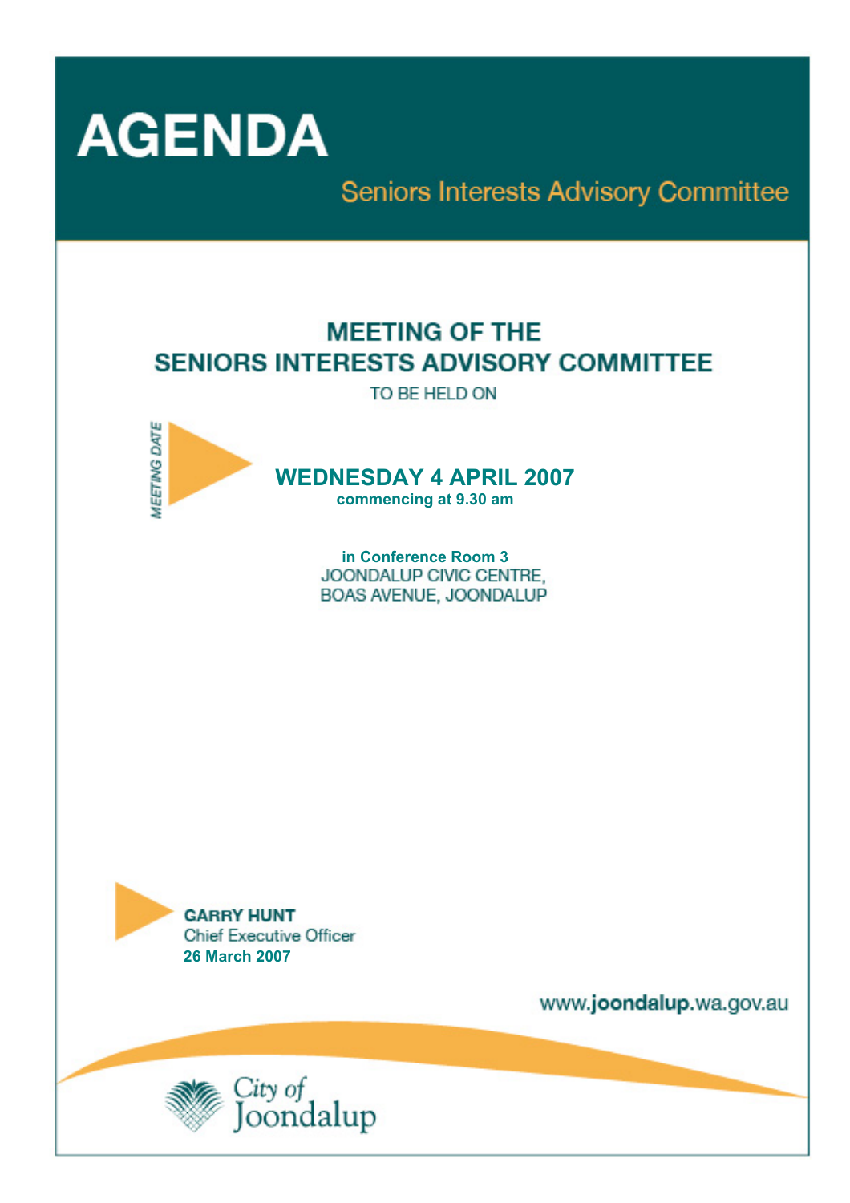# AGENDA

## Seniors Interests Advisory Committee

### MEETING OF THE SENIORS INTERESTS ADVISORY COMMITTEE

TO BE HELD ON

MEETING DATE

## WEDNESDAY 4 APRIL 2007

**commencing at 9.30 am**

**in Conference Room 3**
JOONDALUP CIVIC CENTRE,
BOAS AVENUE, JOONDALUP

**GARRY HUNT**
Chief Executive Officer
**26 March 2007**

www.joondalup.wa.gov.au

City of Joondalup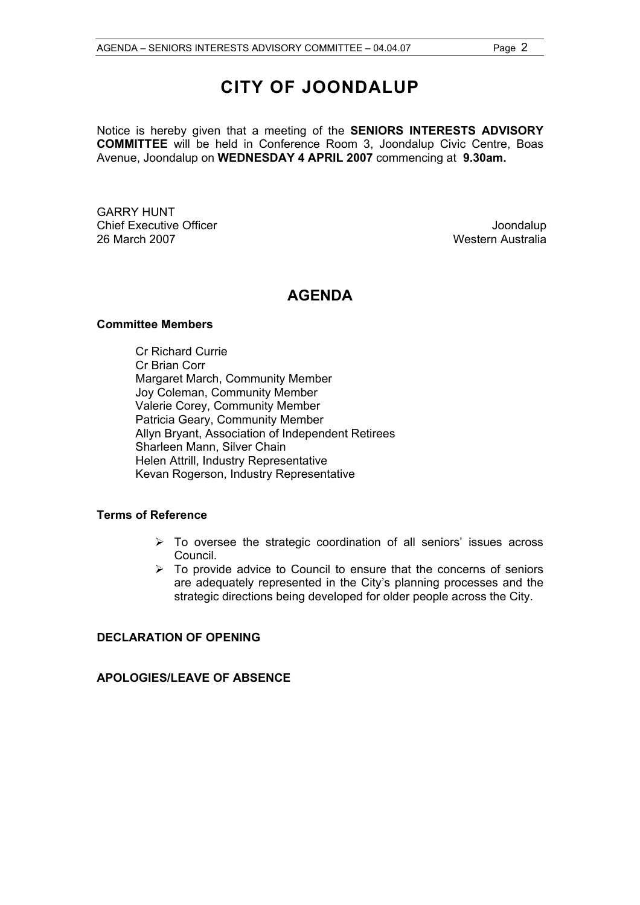# CITY OF JOONDALUP

Notice is hereby given that a meeting of the **SENIORS INTERESTS ADVISORY COMMITTEE** will be held in Conference Room 3, Joondalup Civic Centre, Boas Avenue, Joondalup on **WEDNESDAY 4 APRIL 2007** commencing at **9.30am.**

GARRY HUNT
Chief Executive Officer
26 March 2007

Joondalup
Western Australia

## AGENDA

**Committee Members**

Cr Richard Currie
Cr Brian Corr
Margaret March, Community Member
Joy Coleman, Community Member
Valerie Corey, Community Member
Patricia Geary, Community Member
Allyn Bryant, Association of Independent Retirees
Sharleen Mann, Silver Chain
Helen Attrill, Industry Representative
Kevan Rogerson, Industry Representative

**Terms of Reference**

- To oversee the strategic coordination of all seniors' issues across Council.
- To provide advice to Council to ensure that the concerns of seniors are adequately represented in the City's planning processes and the strategic directions being developed for older people across the City.

**DECLARATION OF OPENING**

**APOLOGIES/LEAVE OF ABSENCE**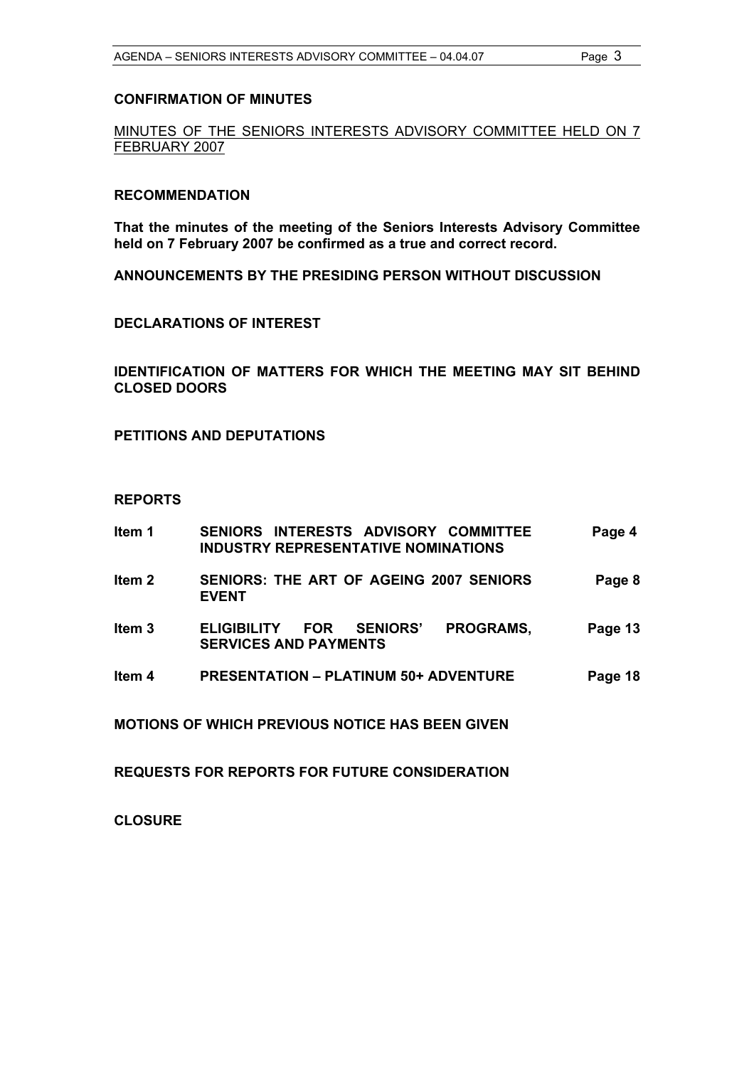**CONFIRMATION OF MINUTES**

MINUTES OF THE SENIORS INTERESTS ADVISORY COMMITTEE HELD ON 7 FEBRUARY 2007

**RECOMMENDATION**

**That the minutes of the meeting of the Seniors Interests Advisory Committee held on 7 February 2007 be confirmed as a true and correct record.**

**ANNOUNCEMENTS BY THE PRESIDING PERSON WITHOUT DISCUSSION**

**DECLARATIONS OF INTEREST**

**IDENTIFICATION OF MATTERS FOR WHICH THE MEETING MAY SIT BEHIND CLOSED DOORS**

**PETITIONS AND DEPUTATIONS**

**REPORTS**

| | | |
|---|---|---|
| **Item 1** | **SENIORS INTERESTS ADVISORY COMMITTEE INDUSTRY REPRESENTATIVE NOMINATIONS** | **Page 4** |
| **Item 2** | **SENIORS: THE ART OF AGEING 2007 SENIORS EVENT** | **Page 8** |
| **Item 3** | **ELIGIBILITY FOR SENIORS' PROGRAMS, SERVICES AND PAYMENTS** | **Page 13** |
| **Item 4** | **PRESENTATION – PLATINUM 50+ ADVENTURE** | **Page 18** |

**MOTIONS OF WHICH PREVIOUS NOTICE HAS BEEN GIVEN**

**REQUESTS FOR REPORTS FOR FUTURE CONSIDERATION**

**CLOSURE**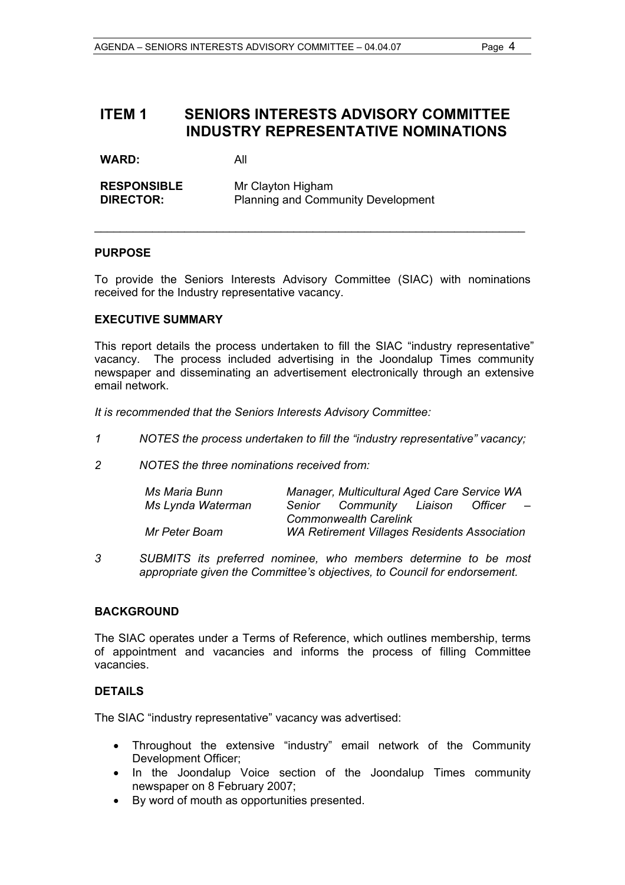# ITEM 1 SENIORS INTERESTS ADVISORY COMMITTEE INDUSTRY REPRESENTATIVE NOMINATIONS

**WARD:** All

**RESPONSIBLE DIRECTOR:** Mr Clayton Higham
Planning and Community Development

---

### PURPOSE

To provide the Seniors Interests Advisory Committee (SIAC) with nominations received for the Industry representative vacancy.

### EXECUTIVE SUMMARY

This report details the process undertaken to fill the SIAC "industry representative" vacancy. The process included advertising in the Joondalup Times community newspaper and disseminating an advertisement electronically through an extensive email network.

*It is recommended that the Seniors Interests Advisory Committee:*

*1 NOTES the process undertaken to fill the "industry representative" vacancy;*

*2 NOTES the three nominations received from:*

| | |
|---|---|
| *Ms Maria Bunn* | *Manager, Multicultural Aged Care Service WA* |
| *Ms Lynda Waterman* | *Senior Community Liaison Officer – Commonwealth Carelink* |
| *Mr Peter Boam* | *WA Retirement Villages Residents Association* |

*3 SUBMITS its preferred nominee, who members determine to be most appropriate given the Committee's objectives, to Council for endorsement.*

### BACKGROUND

The SIAC operates under a Terms of Reference, which outlines membership, terms of appointment and vacancies and informs the process of filling Committee vacancies.

### DETAILS

The SIAC "industry representative" vacancy was advertised:

- Throughout the extensive "industry" email network of the Community Development Officer;
- In the Joondalup Voice section of the Joondalup Times community newspaper on 8 February 2007;
- By word of mouth as opportunities presented.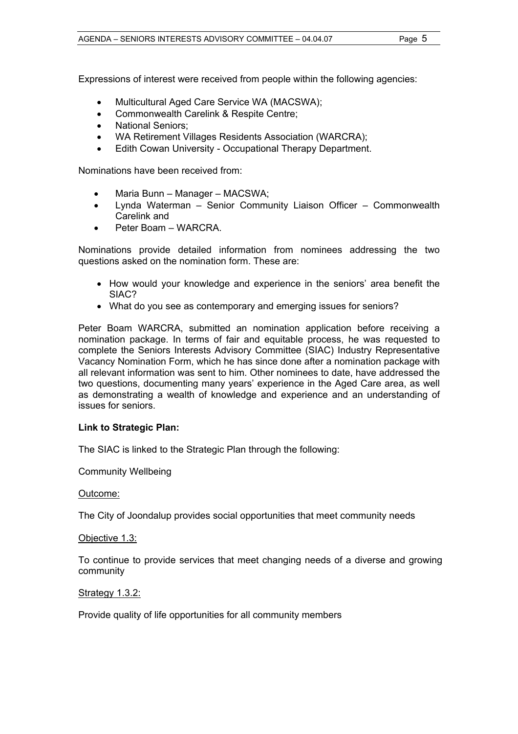Expressions of interest were received from people within the following agencies:

- Multicultural Aged Care Service WA (MACSWA);
- Commonwealth Carelink & Respite Centre;
- National Seniors;
- WA Retirement Villages Residents Association (WARCRA);
- Edith Cowan University - Occupational Therapy Department.

Nominations have been received from:

- Maria Bunn – Manager – MACSWA;
- Lynda Waterman – Senior Community Liaison Officer – Commonwealth Carelink and
- Peter Boam – WARCRA.

Nominations provide detailed information from nominees addressing the two questions asked on the nomination form. These are:

- How would your knowledge and experience in the seniors' area benefit the SIAC?
- What do you see as contemporary and emerging issues for seniors?

Peter Boam WARCRA, submitted an nomination application before receiving a nomination package. In terms of fair and equitable process, he was requested to complete the Seniors Interests Advisory Committee (SIAC) Industry Representative Vacancy Nomination Form, which he has since done after a nomination package with all relevant information was sent to him. Other nominees to date, have addressed the two questions, documenting many years' experience in the Aged Care area, as well as demonstrating a wealth of knowledge and experience and an understanding of issues for seniors.

**Link to Strategic Plan:**

The SIAC is linked to the Strategic Plan through the following:

Community Wellbeing

Outcome:

The City of Joondalup provides social opportunities that meet community needs

Objective 1.3:

To continue to provide services that meet changing needs of a diverse and growing community

Strategy 1.3.2:

Provide quality of life opportunities for all community members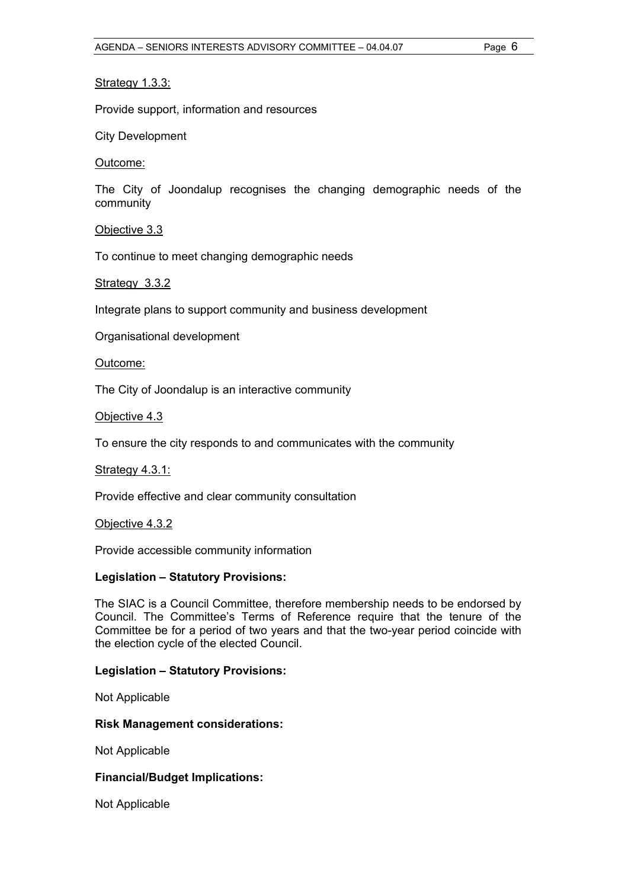<u>Strategy 1.3.3:</u>

Provide support, information and resources

City Development

<u>Outcome:</u>

The City of Joondalup recognises the changing demographic needs of the community

<u>Objective 3.3</u>

To continue to meet changing demographic needs

<u>Strategy  3.3.2</u>

Integrate plans to support community and business development

Organisational development

<u>Outcome:</u>

The City of Joondalup is an interactive community

<u>Objective 4.3</u>

To ensure the city responds to and communicates with the community

<u>Strategy 4.3.1:</u>

Provide effective and clear community consultation

<u>Objective 4.3.2</u>

Provide accessible community information

**Legislation – Statutory Provisions:**

The SIAC is a Council Committee, therefore membership needs to be endorsed by Council. The Committee's Terms of Reference require that the tenure of the Committee be for a period of two years and that the two-year period coincide with the election cycle of the elected Council.

**Legislation – Statutory Provisions:**

Not Applicable

**Risk Management considerations:**

Not Applicable

**Financial/Budget Implications:**

Not Applicable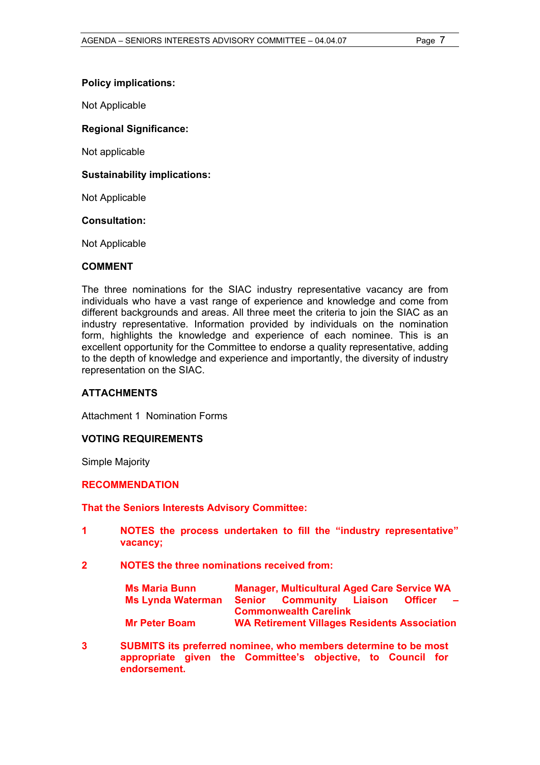**Policy implications:**

Not Applicable

**Regional Significance:**

Not applicable

**Sustainability implications:**

Not Applicable

**Consultation:**

Not Applicable

**COMMENT**

The three nominations for the SIAC industry representative vacancy are from individuals who have a vast range of experience and knowledge and come from different backgrounds and areas. All three meet the criteria to join the SIAC as an industry representative. Information provided by individuals on the nomination form, highlights the knowledge and experience of each nominee. This is an excellent opportunity for the Committee to endorse a quality representative, adding to the depth of knowledge and experience and importantly, the diversity of industry representation on the SIAC.

**ATTACHMENTS**

Attachment 1 Nomination Forms

**VOTING REQUIREMENTS**

Simple Majority

**RECOMMENDATION**

**That the Seniors Interests Advisory Committee:**

**1 NOTES the process undertaken to fill the "industry representative" vacancy;**

**2 NOTES the three nominations received from:**

| | |
|---|---|
| **Ms Maria Bunn** | **Manager, Multicultural Aged Care Service WA** |
| **Ms Lynda Waterman** | **Senior Community Liaison Officer – Commonwealth Carelink** |
| **Mr Peter Boam** | **WA Retirement Villages Residents Association** |

**3 SUBMITS its preferred nominee, who members determine to be most appropriate given the Committee's objective, to Council for endorsement.**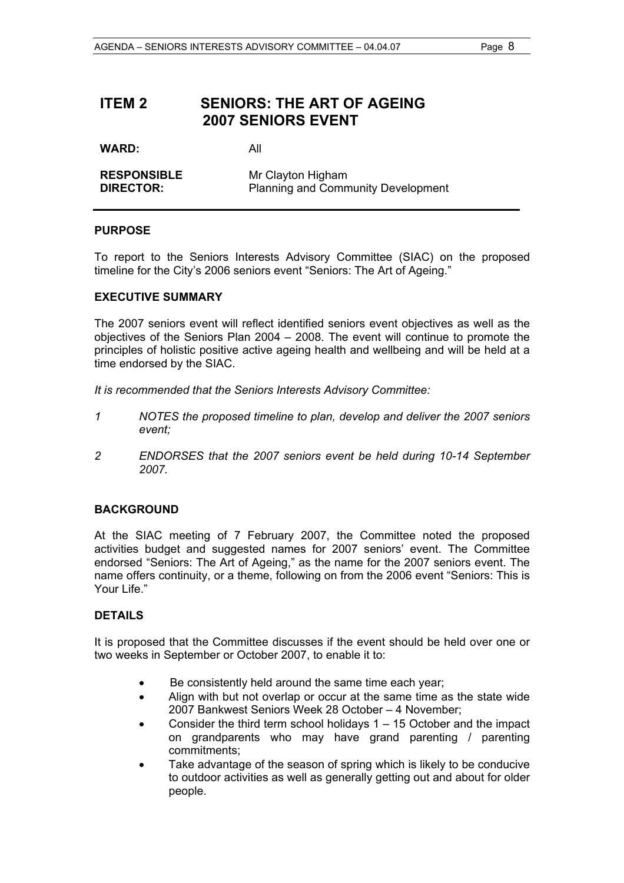# ITEM 2 SENIORS: THE ART OF AGEING 2007 SENIORS EVENT

**WARD:** All

**RESPONSIBLE DIRECTOR:** Mr Clayton Higham
Planning and Community Development

## PURPOSE

To report to the Seniors Interests Advisory Committee (SIAC) on the proposed timeline for the City's 2006 seniors event "Seniors: The Art of Ageing."

## EXECUTIVE SUMMARY

The 2007 seniors event will reflect identified seniors event objectives as well as the objectives of the Seniors Plan 2004 – 2008. The event will continue to promote the principles of holistic positive active ageing health and wellbeing and will be held at a time endorsed by the SIAC.

*It is recommended that the Seniors Interests Advisory Committee:*

*1 NOTES the proposed timeline to plan, develop and deliver the 2007 seniors event;*

*2 ENDORSES that the 2007 seniors event be held during 10-14 September 2007.*

## BACKGROUND

At the SIAC meeting of 7 February 2007, the Committee noted the proposed activities budget and suggested names for 2007 seniors' event. The Committee endorsed "Seniors: The Art of Ageing," as the name for the 2007 seniors event. The name offers continuity, or a theme, following on from the 2006 event "Seniors: This is Your Life."

## DETAILS

It is proposed that the Committee discusses if the event should be held over one or two weeks in September or October 2007, to enable it to:

- Be consistently held around the same time each year;
- Align with but not overlap or occur at the same time as the state wide 2007 Bankwest Seniors Week 28 October – 4 November;
- Consider the third term school holidays 1 – 15 October and the impact on grandparents who may have grand parenting / parenting commitments;
- Take advantage of the season of spring which is likely to be conducive to outdoor activities as well as generally getting out and about for older people.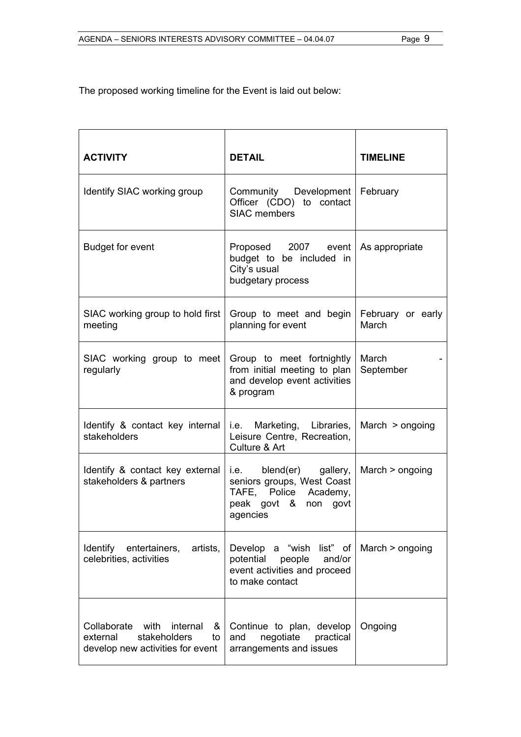The proposed working timeline for the Event is laid out below:

| ACTIVITY | DETAIL | TIMELINE |
|---|---|---|
| Identify SIAC working group | Community Development Officer (CDO) to contact SIAC members | February |
| Budget for event | Proposed 2007 event budget to be included in City's usual budgetary process | As appropriate |
| SIAC working group to hold first meeting | Group to meet and begin planning for event | February or early March |
| SIAC working group to meet regularly | Group to meet fortnightly from initial meeting to plan and develop event activities & program | March - September |
| Identify & contact key internal stakeholders | i.e. Marketing, Libraries, Leisure Centre, Recreation, Culture & Art | March > ongoing |
| Identify & contact key external stakeholders & partners | i.e. blend(er) gallery, seniors groups, West Coast TAFE, Police Academy, peak govt & non govt agencies | March > ongoing |
| Identify entertainers, artists, celebrities, activities | Develop a "wish list" of potential people and/or event activities and proceed to make contact | March > ongoing |
| Collaborate with internal & external stakeholders to develop new activities for event | Continue to plan, develop and negotiate practical arrangements and issues | Ongoing |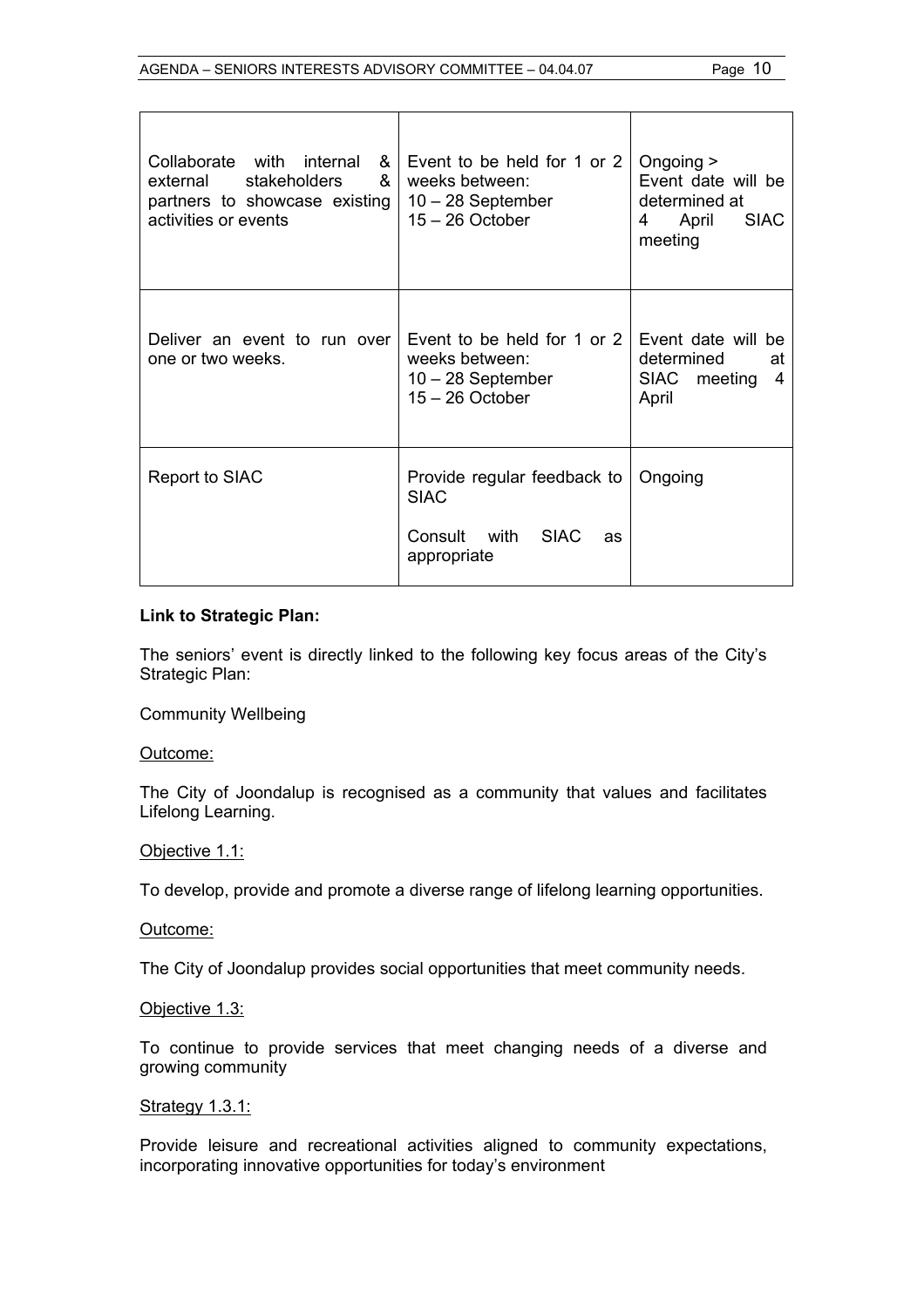| | | |
|---|---|---|
| Collaborate with internal & external stakeholders & partners to showcase existing activities or events | Event to be held for 1 or 2 weeks between:<br>10 – 28 September<br>15 – 26 October | Ongoing ><br>Event date will be determined at<br>4 April SIAC meeting |
| Deliver an event to run over one or two weeks. | Event to be held for 1 or 2 weeks between:<br>10 – 28 September<br>15 – 26 October | Event date will be determined at SIAC meeting 4 April |
| Report to SIAC | Provide regular feedback to SIAC<br><br>Consult with SIAC as appropriate | Ongoing |

**Link to Strategic Plan:**

The seniors' event is directly linked to the following key focus areas of the City's Strategic Plan:

Community Wellbeing

Outcome:

The City of Joondalup is recognised as a community that values and facilitates Lifelong Learning.

Objective 1.1:

To develop, provide and promote a diverse range of lifelong learning opportunities.

Outcome:

The City of Joondalup provides social opportunities that meet community needs.

Objective 1.3:

To continue to provide services that meet changing needs of a diverse and growing community

Strategy 1.3.1:

Provide leisure and recreational activities aligned to community expectations, incorporating innovative opportunities for today's environment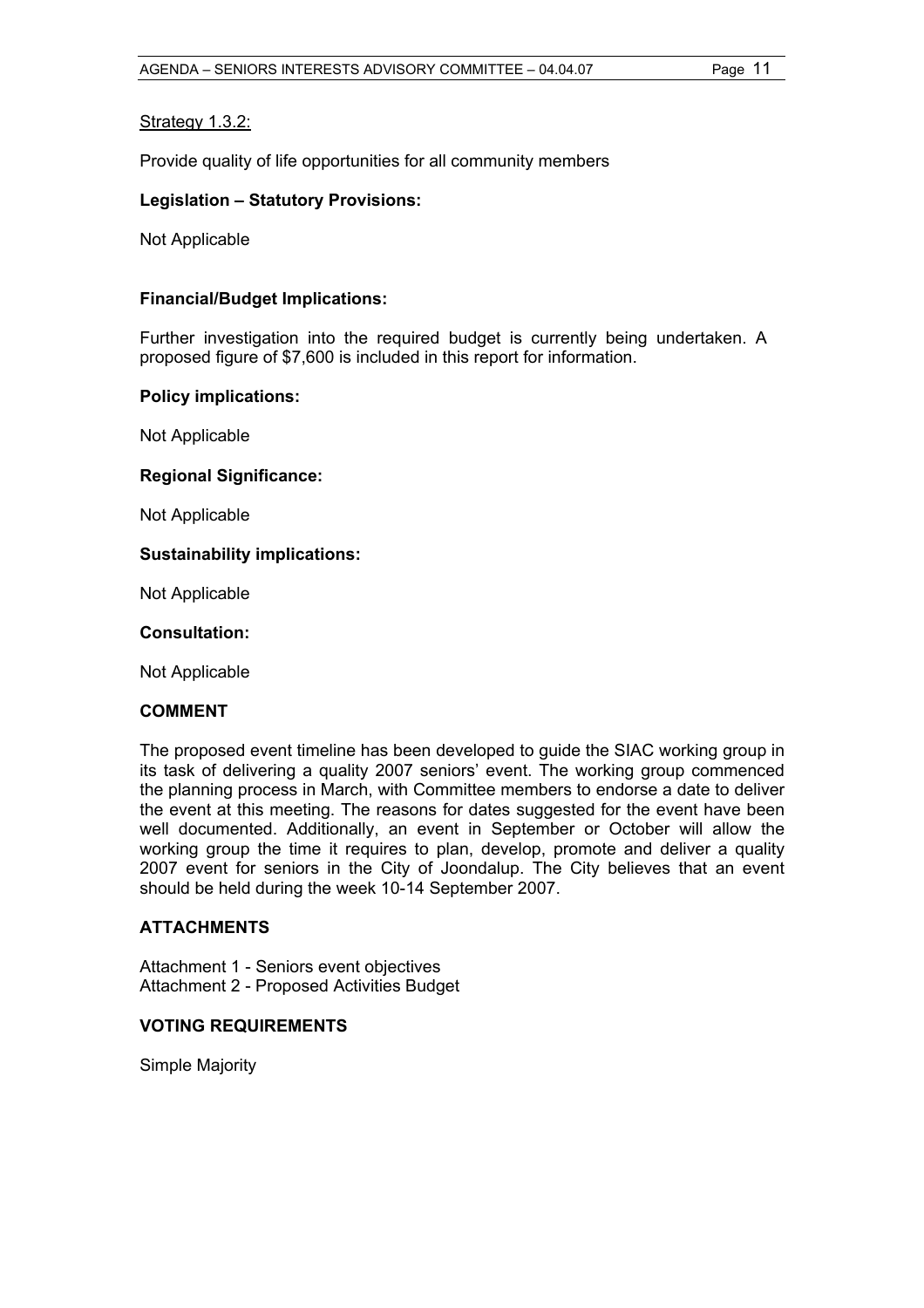<u>Strategy 1.3.2:</u>

Provide quality of life opportunities for all community members

**Legislation – Statutory Provisions:**

Not Applicable

**Financial/Budget Implications:**

Further investigation into the required budget is currently being undertaken. A proposed figure of $7,600 is included in this report for information.

**Policy implications:**

Not Applicable

**Regional Significance:**

Not Applicable

**Sustainability implications:**

Not Applicable

**Consultation:**

Not Applicable

**COMMENT**

The proposed event timeline has been developed to guide the SIAC working group in its task of delivering a quality 2007 seniors' event. The working group commenced the planning process in March, with Committee members to endorse a date to deliver the event at this meeting. The reasons for dates suggested for the event have been well documented. Additionally, an event in September or October will allow the working group the time it requires to plan, develop, promote and deliver a quality 2007 event for seniors in the City of Joondalup. The City believes that an event should be held during the week 10-14 September 2007.

**ATTACHMENTS**

Attachment 1 - Seniors event objectives
Attachment 2 - Proposed Activities Budget

**VOTING REQUIREMENTS**

Simple Majority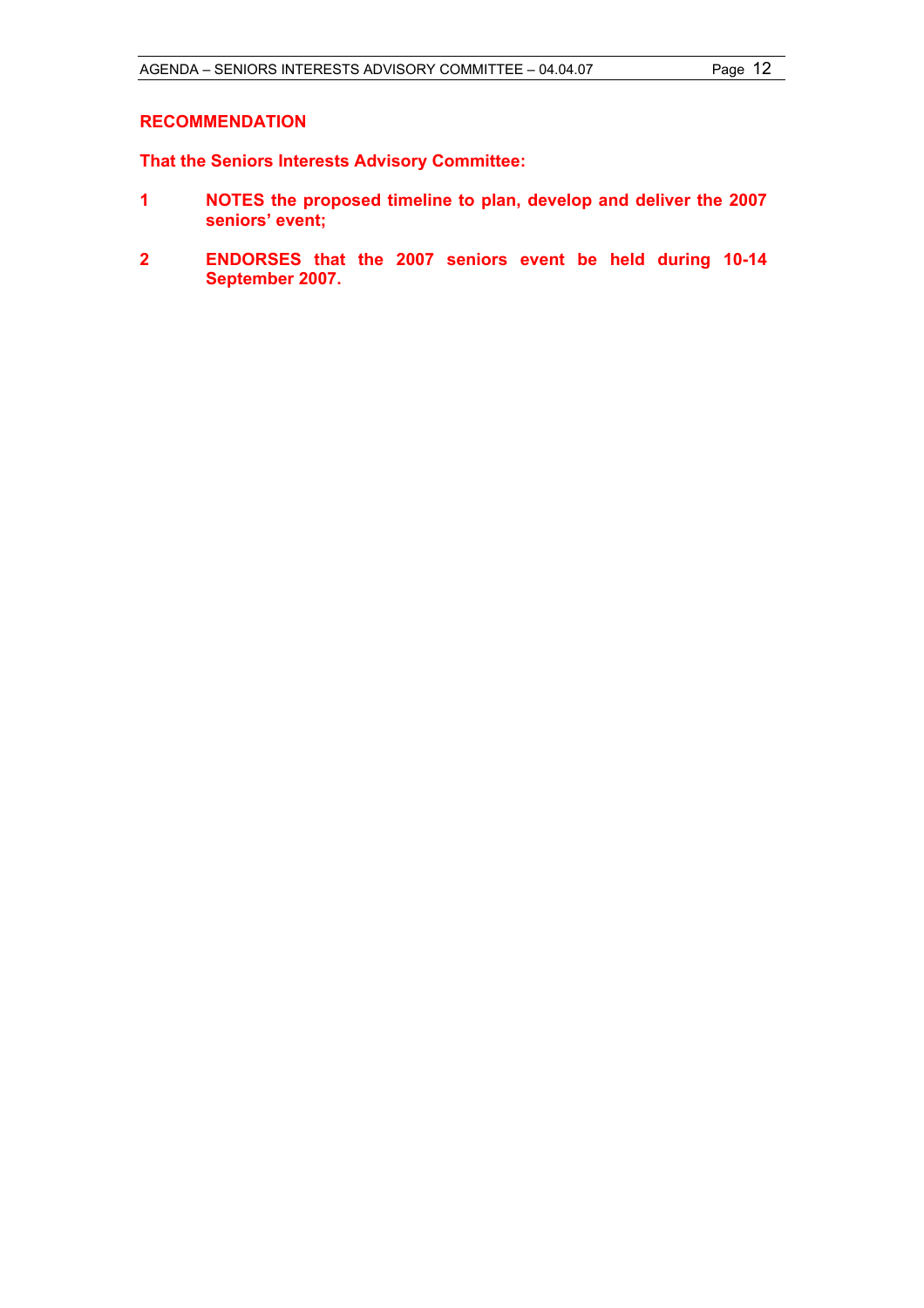**RECOMMENDATION**

**That the Seniors Interests Advisory Committee:**

**1** **NOTES the proposed timeline to plan, develop and deliver the 2007 seniors' event;**

**2** **ENDORSES that the 2007 seniors event be held during 10-14 September 2007.**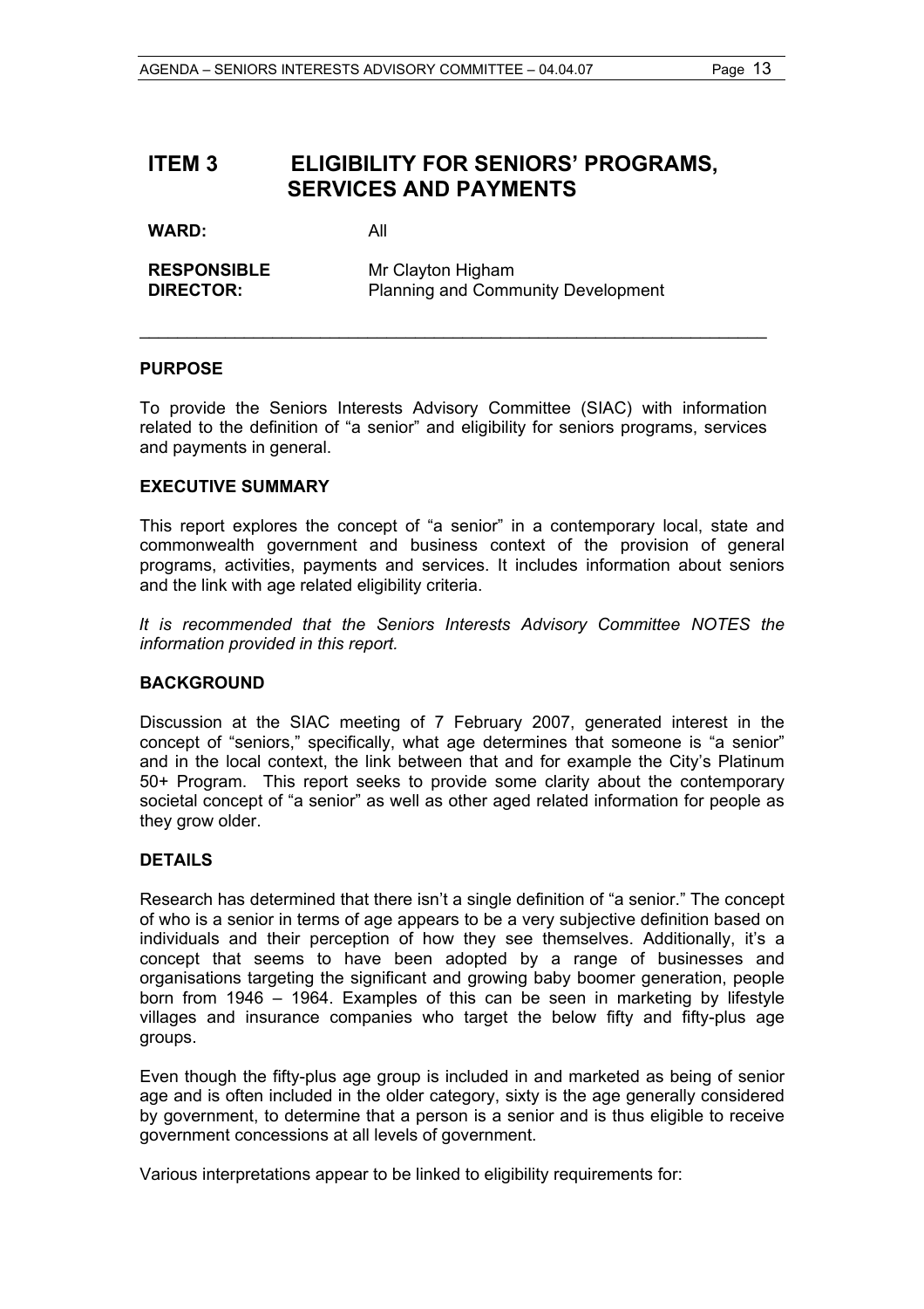# ITEM 3 ELIGIBILITY FOR SENIORS' PROGRAMS, SERVICES AND PAYMENTS

**WARD:** All

**RESPONSIBLE DIRECTOR:** Mr Clayton Higham
Planning and Community Development

---

## PURPOSE

To provide the Seniors Interests Advisory Committee (SIAC) with information related to the definition of "a senior" and eligibility for seniors programs, services and payments in general.

## EXECUTIVE SUMMARY

This report explores the concept of "a senior" in a contemporary local, state and commonwealth government and business context of the provision of general programs, activities, payments and services. It includes information about seniors and the link with age related eligibility criteria.

*It is recommended that the Seniors Interests Advisory Committee NOTES the information provided in this report.*

## BACKGROUND

Discussion at the SIAC meeting of 7 February 2007, generated interest in the concept of "seniors," specifically, what age determines that someone is "a senior" and in the local context, the link between that and for example the City's Platinum 50+ Program. This report seeks to provide some clarity about the contemporary societal concept of "a senior" as well as other aged related information for people as they grow older.

## DETAILS

Research has determined that there isn't a single definition of "a senior." The concept of who is a senior in terms of age appears to be a very subjective definition based on individuals and their perception of how they see themselves. Additionally, it's a concept that seems to have been adopted by a range of businesses and organisations targeting the significant and growing baby boomer generation, people born from 1946 – 1964. Examples of this can be seen in marketing by lifestyle villages and insurance companies who target the below fifty and fifty-plus age groups.

Even though the fifty-plus age group is included in and marketed as being of senior age and is often included in the older category, sixty is the age generally considered by government, to determine that a person is a senior and is thus eligible to receive government concessions at all levels of government.

Various interpretations appear to be linked to eligibility requirements for: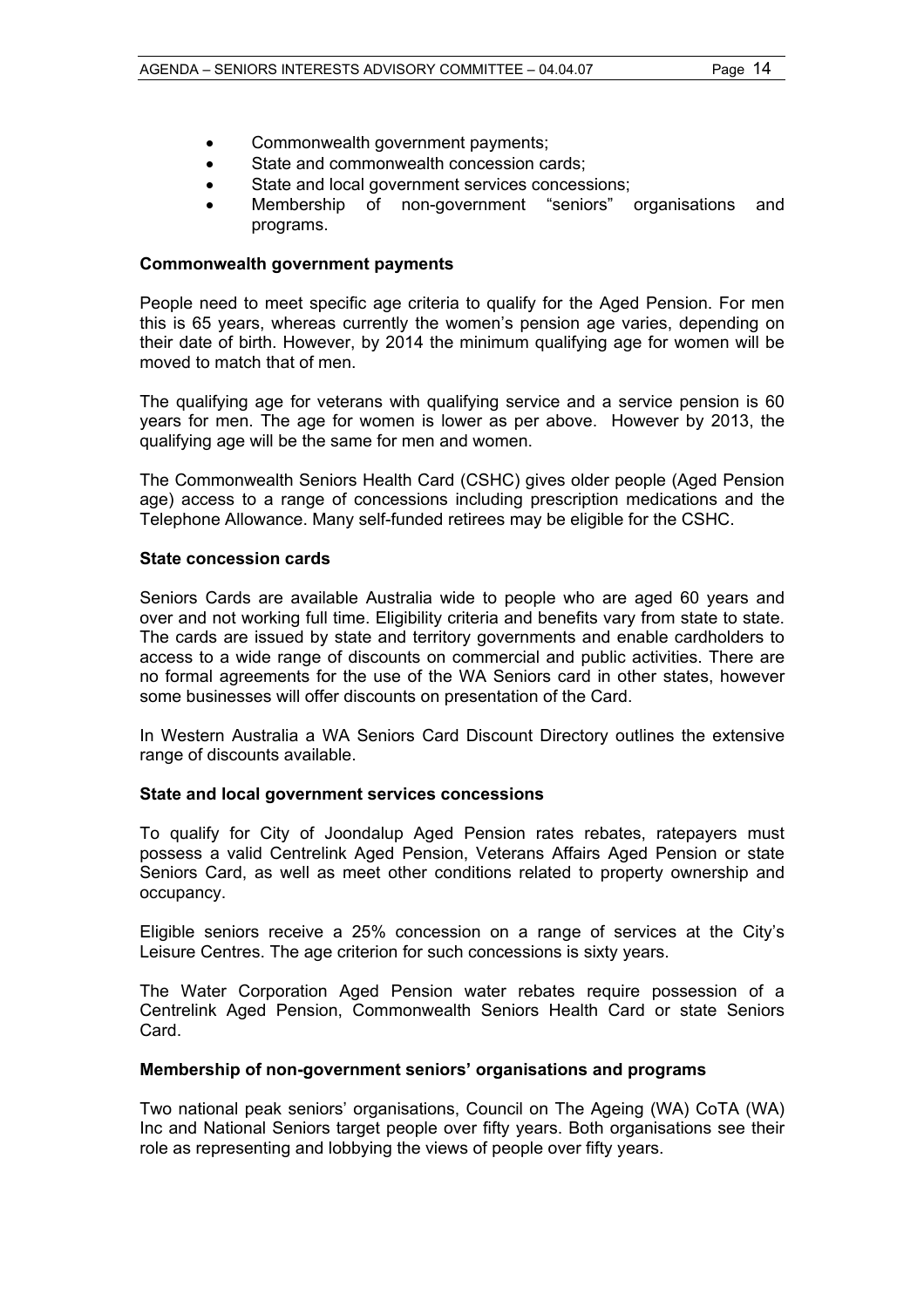- Commonwealth government payments;
- State and commonwealth concession cards;
- State and local government services concessions;
- Membership of non-government "seniors" organisations and programs.

**Commonwealth government payments**

People need to meet specific age criteria to qualify for the Aged Pension. For men this is 65 years, whereas currently the women's pension age varies, depending on their date of birth. However, by 2014 the minimum qualifying age for women will be moved to match that of men.

The qualifying age for veterans with qualifying service and a service pension is 60 years for men. The age for women is lower as per above. However by 2013, the qualifying age will be the same for men and women.

The Commonwealth Seniors Health Card (CSHC) gives older people (Aged Pension age) access to a range of concessions including prescription medications and the Telephone Allowance. Many self-funded retirees may be eligible for the CSHC.

**State concession cards**

Seniors Cards are available Australia wide to people who are aged 60 years and over and not working full time. Eligibility criteria and benefits vary from state to state. The cards are issued by state and territory governments and enable cardholders to access to a wide range of discounts on commercial and public activities. There are no formal agreements for the use of the WA Seniors card in other states, however some businesses will offer discounts on presentation of the Card.

In Western Australia a WA Seniors Card Discount Directory outlines the extensive range of discounts available.

**State and local government services concessions**

To qualify for City of Joondalup Aged Pension rates rebates, ratepayers must possess a valid Centrelink Aged Pension, Veterans Affairs Aged Pension or state Seniors Card, as well as meet other conditions related to property ownership and occupancy.

Eligible seniors receive a 25% concession on a range of services at the City's Leisure Centres. The age criterion for such concessions is sixty years.

The Water Corporation Aged Pension water rebates require possession of a Centrelink Aged Pension, Commonwealth Seniors Health Card or state Seniors Card.

**Membership of non-government seniors' organisations and programs**

Two national peak seniors' organisations, Council on The Ageing (WA) CoTA (WA) Inc and National Seniors target people over fifty years. Both organisations see their role as representing and lobbying the views of people over fifty years.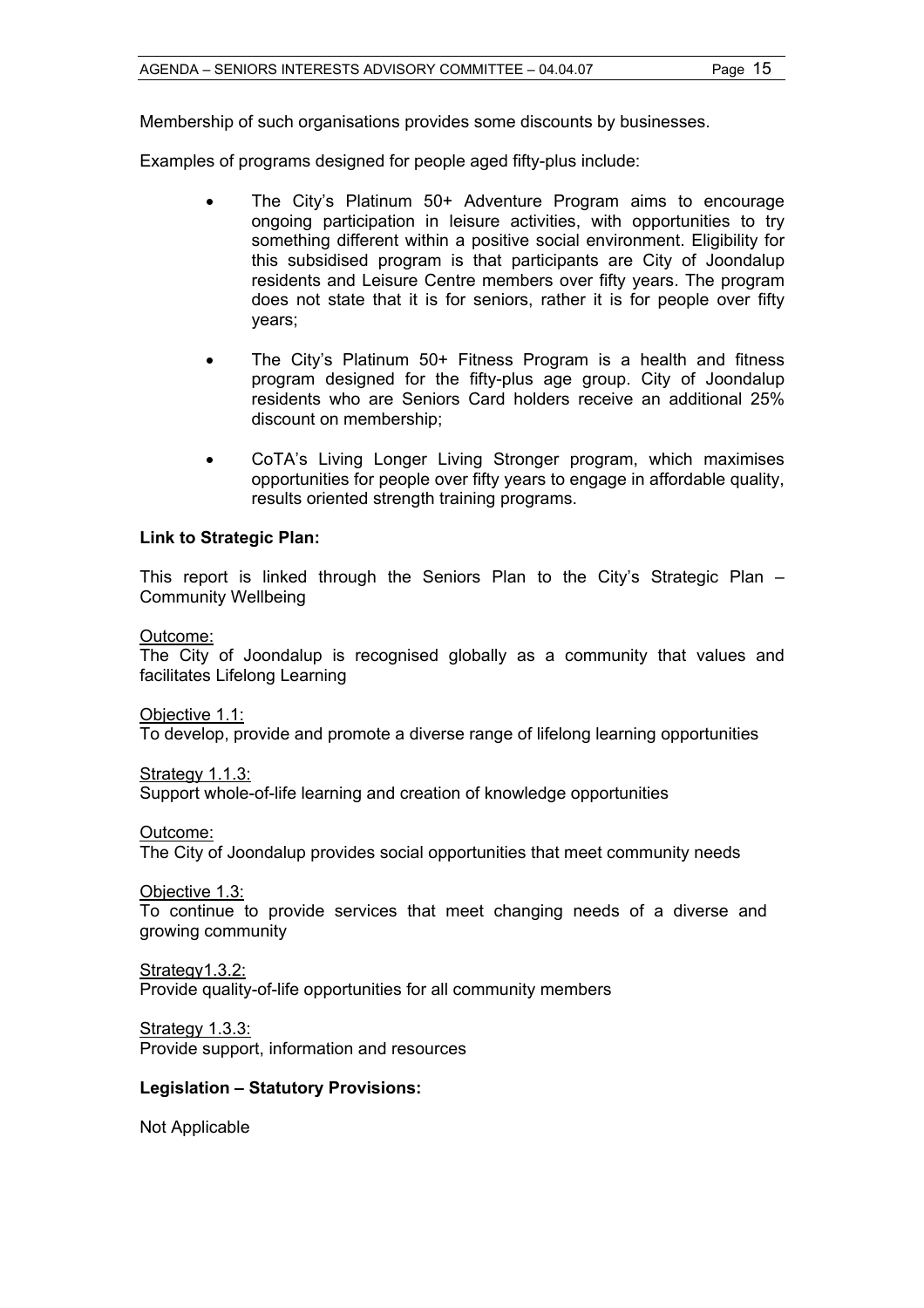Membership of such organisations provides some discounts by businesses.

Examples of programs designed for people aged fifty-plus include:

- The City's Platinum 50+ Adventure Program aims to encourage ongoing participation in leisure activities, with opportunities to try something different within a positive social environment. Eligibility for this subsidised program is that participants are City of Joondalup residents and Leisure Centre members over fifty years. The program does not state that it is for seniors, rather it is for people over fifty years;

- The City's Platinum 50+ Fitness Program is a health and fitness program designed for the fifty-plus age group. City of Joondalup residents who are Seniors Card holders receive an additional 25% discount on membership;

- CoTA's Living Longer Living Stronger program, which maximises opportunities for people over fifty years to engage in affordable quality, results oriented strength training programs.

**Link to Strategic Plan:**

This report is linked through the Seniors Plan to the City's Strategic Plan – Community Wellbeing

<u>Outcome:</u>
The City of Joondalup is recognised globally as a community that values and facilitates Lifelong Learning

<u>Objective 1.1:</u>
To develop, provide and promote a diverse range of lifelong learning opportunities

<u>Strategy 1.1.3:</u>
Support whole-of-life learning and creation of knowledge opportunities

<u>Outcome:</u>
The City of Joondalup provides social opportunities that meet community needs

<u>Objective 1.3:</u>
To continue to provide services that meet changing needs of a diverse and growing community

<u>Strategy1.3.2:</u>
Provide quality-of-life opportunities for all community members

<u>Strategy 1.3.3:</u>
Provide support, information and resources

**Legislation – Statutory Provisions:**

Not Applicable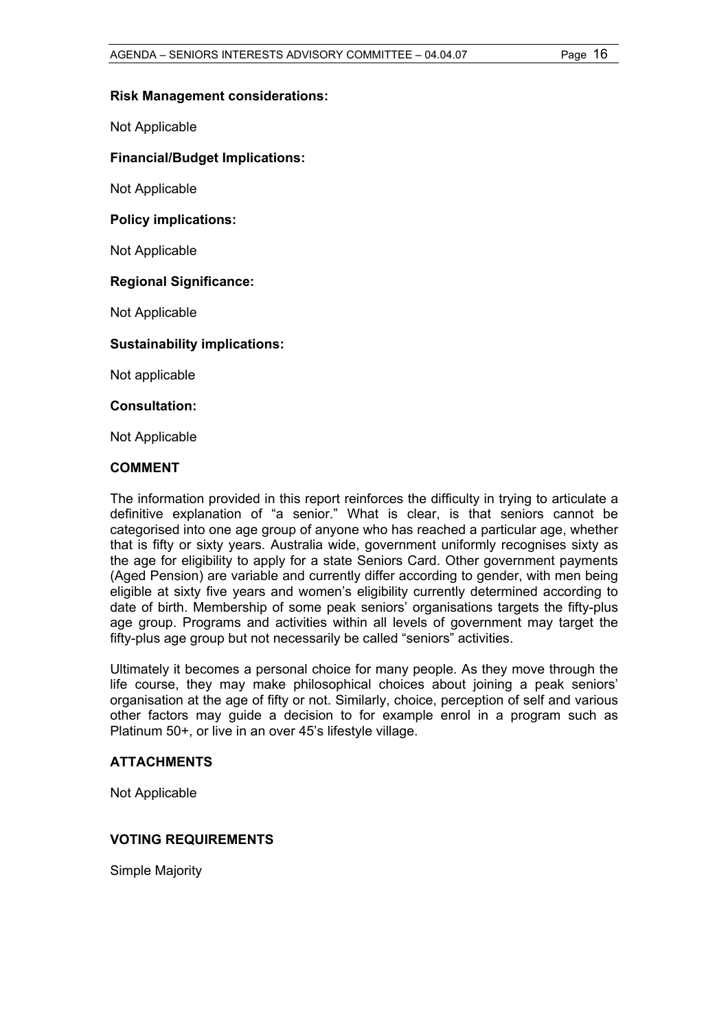**Risk Management considerations:**

Not Applicable

**Financial/Budget Implications:**

Not Applicable

**Policy implications:**

Not Applicable

**Regional Significance:**

Not Applicable

**Sustainability implications:**

Not applicable

**Consultation:**

Not Applicable

## COMMENT

The information provided in this report reinforces the difficulty in trying to articulate a definitive explanation of "a senior." What is clear, is that seniors cannot be categorised into one age group of anyone who has reached a particular age, whether that is fifty or sixty years. Australia wide, government uniformly recognises sixty as the age for eligibility to apply for a state Seniors Card. Other government payments (Aged Pension) are variable and currently differ according to gender, with men being eligible at sixty five years and women's eligibility currently determined according to date of birth. Membership of some peak seniors' organisations targets the fifty-plus age group. Programs and activities within all levels of government may target the fifty-plus age group but not necessarily be called "seniors" activities.

Ultimately it becomes a personal choice for many people. As they move through the life course, they may make philosophical choices about joining a peak seniors' organisation at the age of fifty or not. Similarly, choice, perception of self and various other factors may guide a decision to for example enrol in a program such as Platinum 50+, or live in an over 45's lifestyle village.

## ATTACHMENTS

Not Applicable

## VOTING REQUIREMENTS

Simple Majority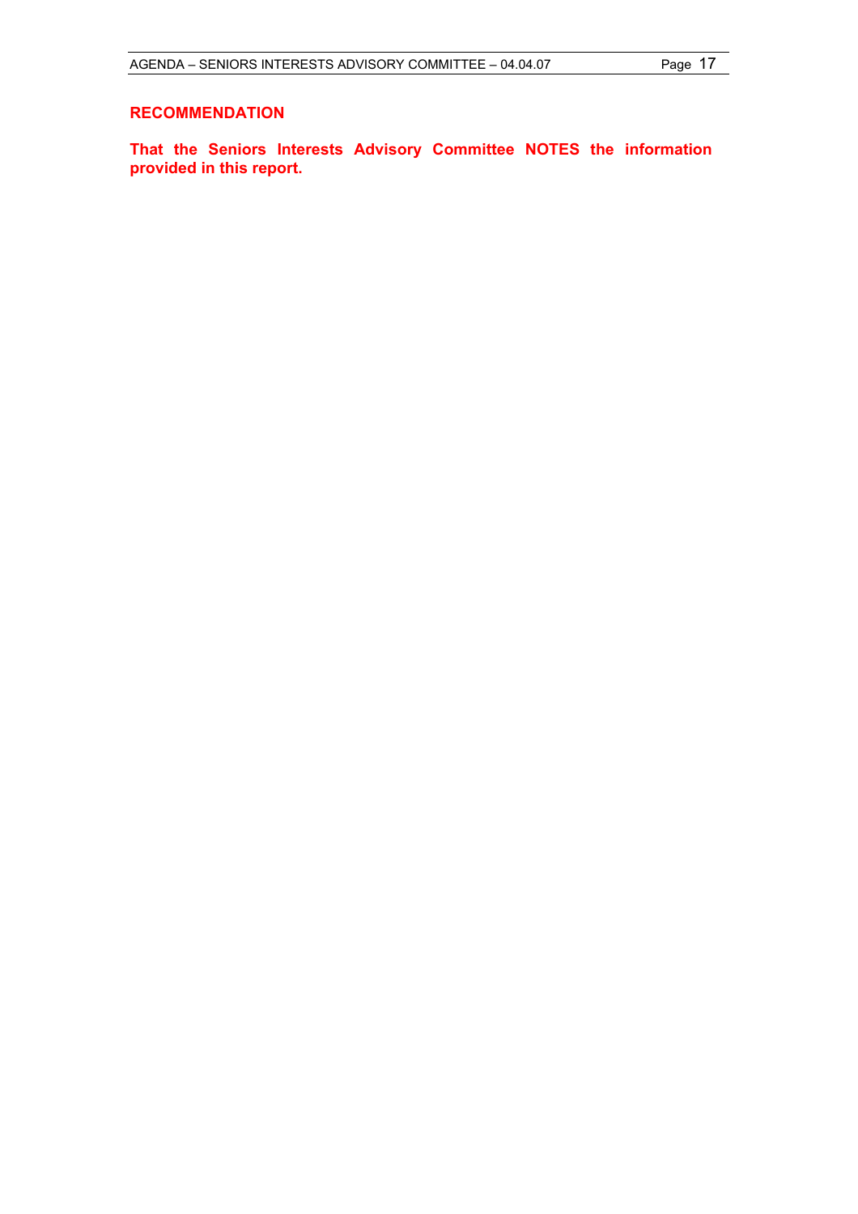**RECOMMENDATION**

**That the Seniors Interests Advisory Committee NOTES the information provided in this report.**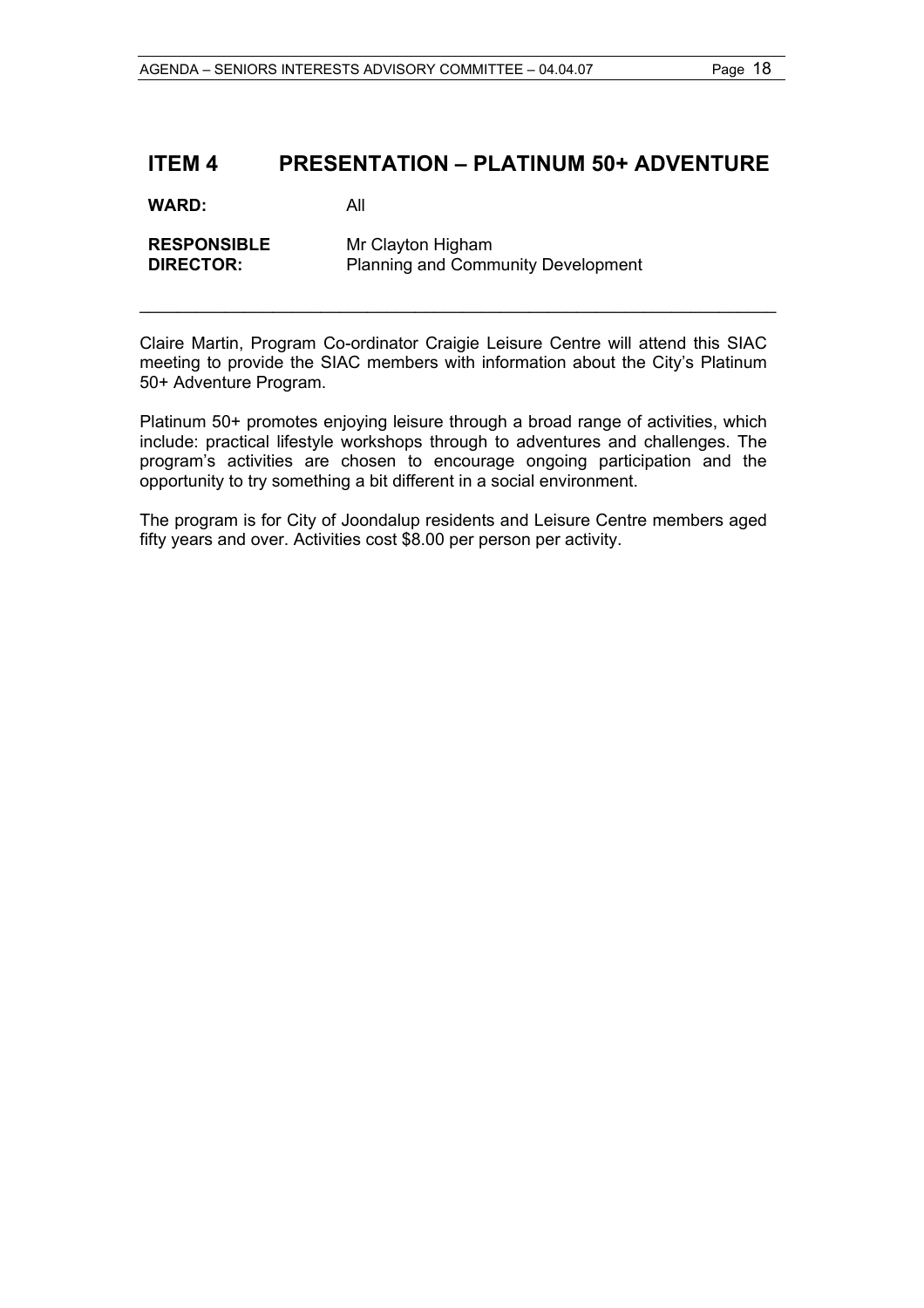## ITEM 4 PRESENTATION – PLATINUM 50+ ADVENTURE

**WARD:** All

**RESPONSIBLE DIRECTOR:** Mr Clayton Higham
Planning and Community Development

---

Claire Martin, Program Co-ordinator Craigie Leisure Centre will attend this SIAC meeting to provide the SIAC members with information about the City's Platinum 50+ Adventure Program.

Platinum 50+ promotes enjoying leisure through a broad range of activities, which include: practical lifestyle workshops through to adventures and challenges. The program's activities are chosen to encourage ongoing participation and the opportunity to try something a bit different in a social environment.

The program is for City of Joondalup residents and Leisure Centre members aged fifty years and over. Activities cost $8.00 per person per activity.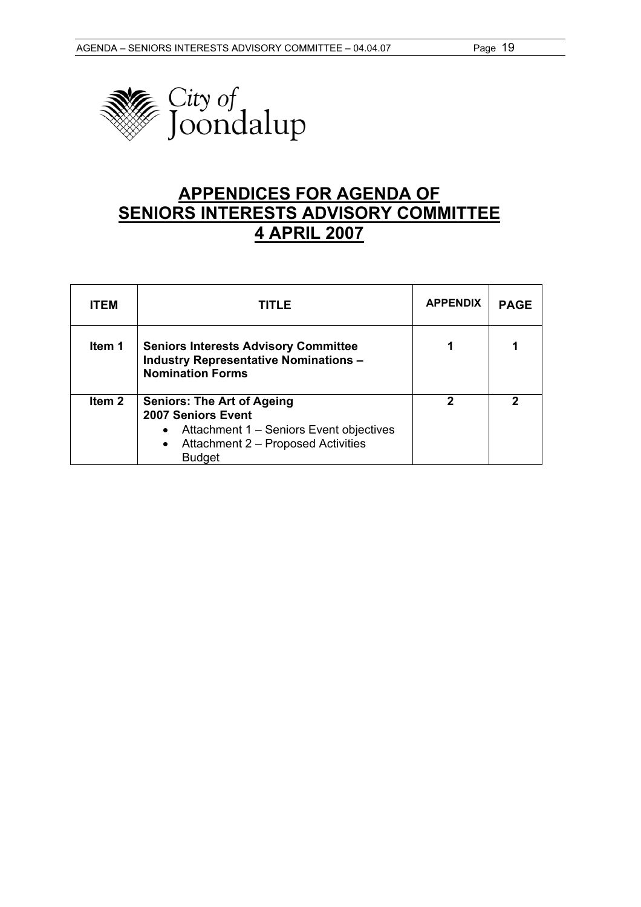City of Joondalup

# APPENDICES FOR AGENDA OF SENIORS INTERESTS ADVISORY COMMITTEE 4 APRIL 2007

| ITEM | TITLE | APPENDIX | PAGE |
|---|---|---|---|
| Item 1 | **Seniors Interests Advisory Committee Industry Representative Nominations – Nomination Forms** | 1 | 1 |
| Item 2 | **Seniors: The Art of Ageing 2007 Seniors Event**<br>• Attachment 1 – Seniors Event objectives<br>• Attachment 2 – Proposed Activities Budget | 2 | 2 |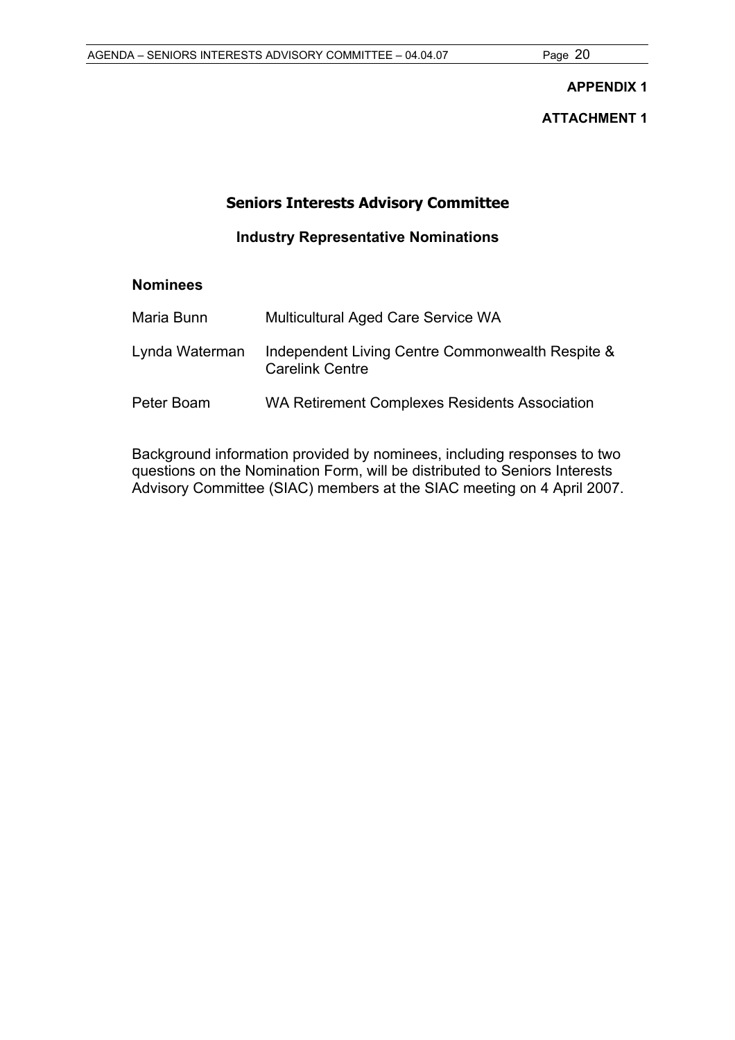**APPENDIX 1**

**ATTACHMENT 1**

# Seniors Interests Advisory Committee

## Industry Representative Nominations

**Nominees**

| | |
|---|---|
| Maria Bunn | Multicultural Aged Care Service WA |
| Lynda Waterman | Independent Living Centre Commonwealth Respite & Carelink Centre |
| Peter Boam | WA Retirement Complexes Residents Association |

Background information provided by nominees, including responses to two questions on the Nomination Form, will be distributed to Seniors Interests Advisory Committee (SIAC) members at the SIAC meeting on 4 April 2007.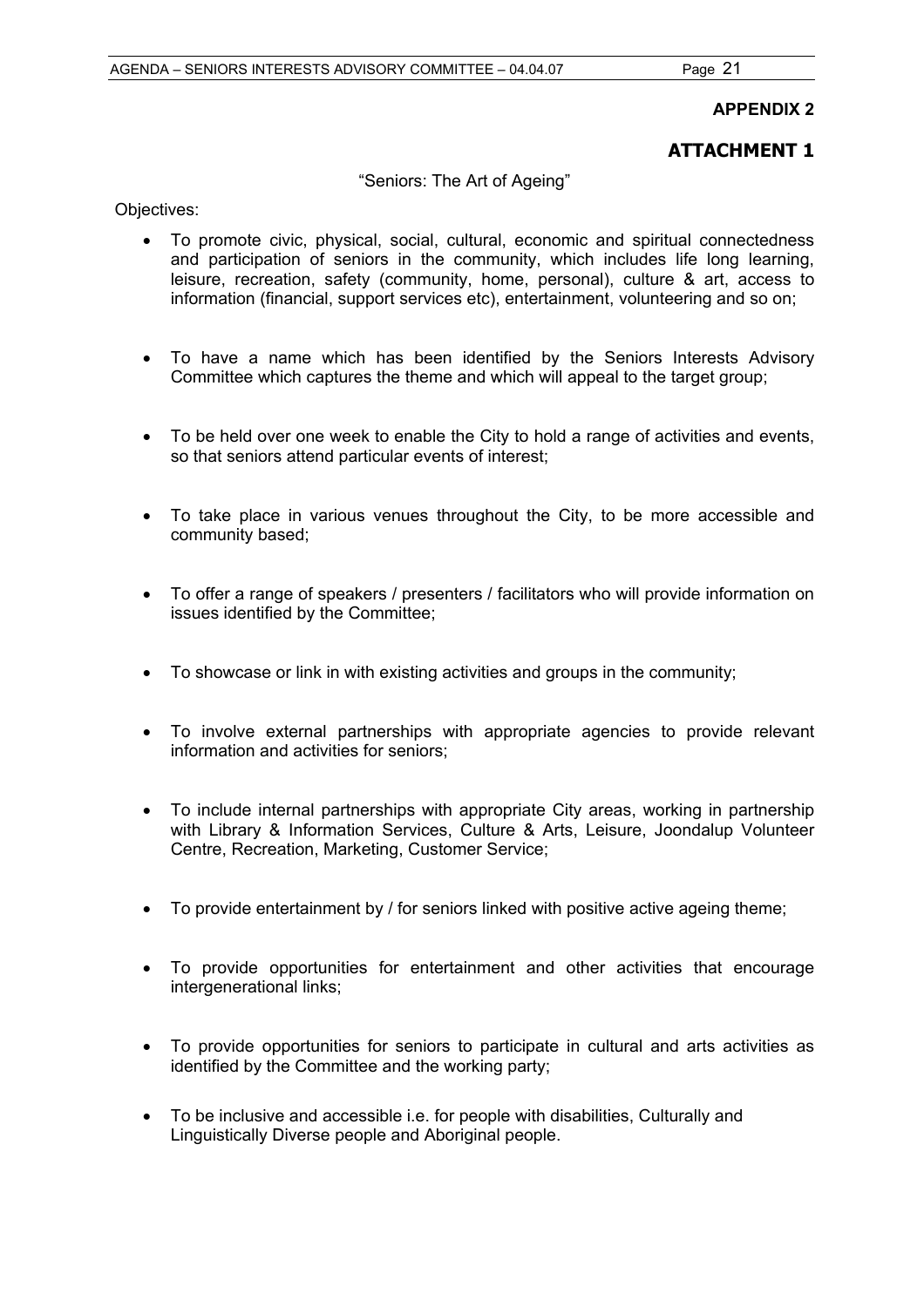**APPENDIX 2**

## ATTACHMENT 1

"Seniors: The Art of Ageing"

Objectives:

- To promote civic, physical, social, cultural, economic and spiritual connectedness and participation of seniors in the community, which includes life long learning, leisure, recreation, safety (community, home, personal), culture & art, access to information (financial, support services etc), entertainment, volunteering and so on;
- To have a name which has been identified by the Seniors Interests Advisory Committee which captures the theme and which will appeal to the target group;
- To be held over one week to enable the City to hold a range of activities and events, so that seniors attend particular events of interest;
- To take place in various venues throughout the City, to be more accessible and community based;
- To offer a range of speakers / presenters / facilitators who will provide information on issues identified by the Committee;
- To showcase or link in with existing activities and groups in the community;
- To involve external partnerships with appropriate agencies to provide relevant information and activities for seniors;
- To include internal partnerships with appropriate City areas, working in partnership with Library & Information Services, Culture & Arts, Leisure, Joondalup Volunteer Centre, Recreation, Marketing, Customer Service;
- To provide entertainment by / for seniors linked with positive active ageing theme;
- To provide opportunities for entertainment and other activities that encourage intergenerational links;
- To provide opportunities for seniors to participate in cultural and arts activities as identified by the Committee and the working party;
- To be inclusive and accessible i.e. for people with disabilities, Culturally and Linguistically Diverse people and Aboriginal people.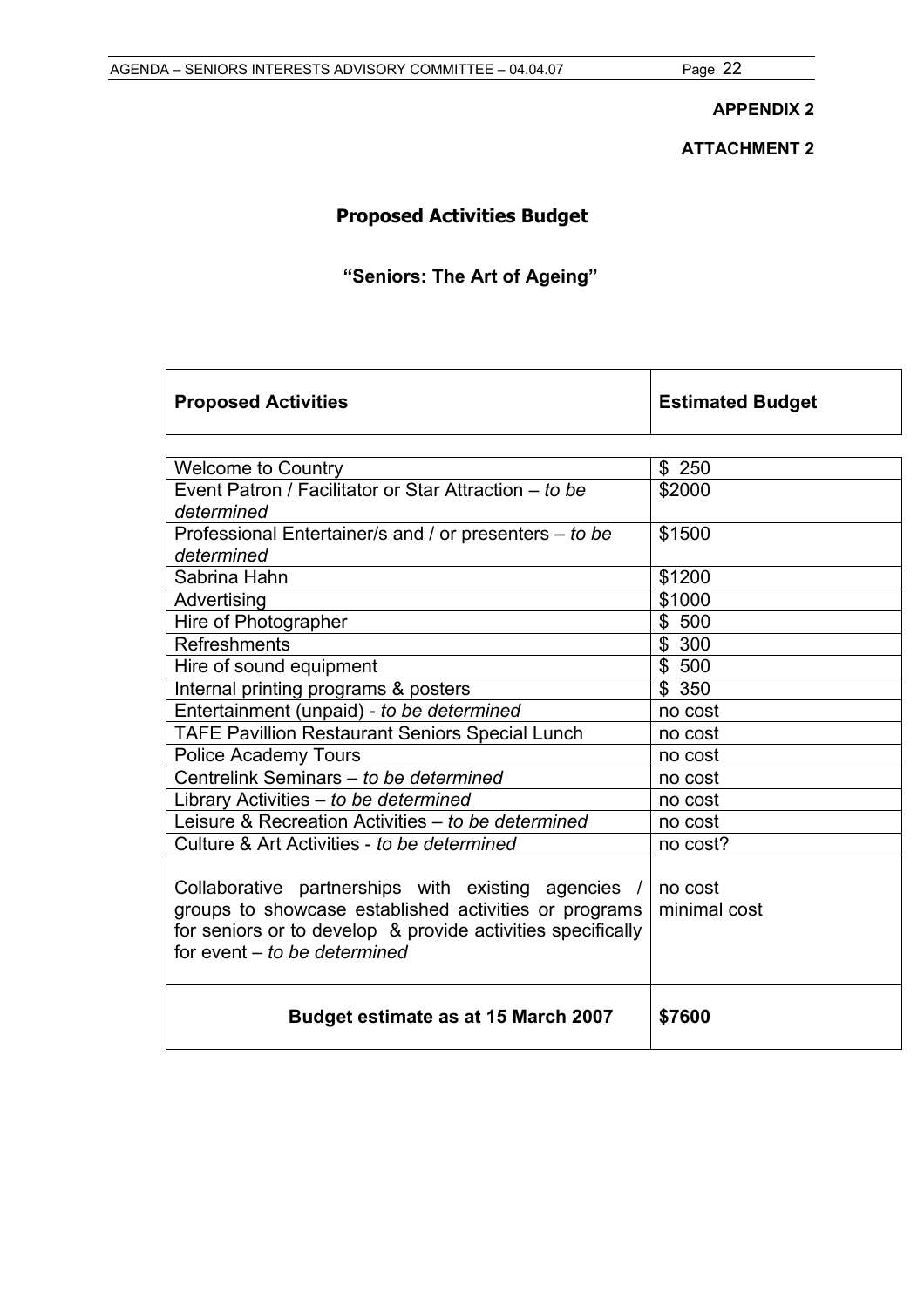**APPENDIX 2**

**ATTACHMENT 2**

## Proposed Activities Budget

### "Seniors: The Art of Ageing"

| **Proposed Activities** | **Estimated Budget** |
|---|---|
| Welcome to Country | $ 250 |
| Event Patron / Facilitator or Star Attraction – *to be determined* | $2000 |
| Professional Entertainer/s and / or presenters – *to be determined* | $1500 |
| Sabrina Hahn | $1200 |
| Advertising | $1000 |
| Hire of Photographer | $ 500 |
| Refreshments | $ 300 |
| Hire of sound equipment | $ 500 |
| Internal printing programs & posters | $ 350 |
| Entertainment (unpaid) - *to be determined* | no cost |
| TAFE Pavillion Restaurant Seniors Special Lunch | no cost |
| Police Academy Tours | no cost |
| Centrelink Seminars – *to be determined* | no cost |
| Library Activities – *to be determined* | no cost |
| Leisure & Recreation Activities – *to be determined* | no cost |
| Culture & Art Activities - *to be determined* | no cost? |
| Collaborative partnerships with existing agencies / groups to showcase established activities or programs for seniors or to develop & provide activities specifically for event – *to be determined* | no cost<br>minimal cost |
| **Budget estimate as at 15 March 2007** | **$7600** |